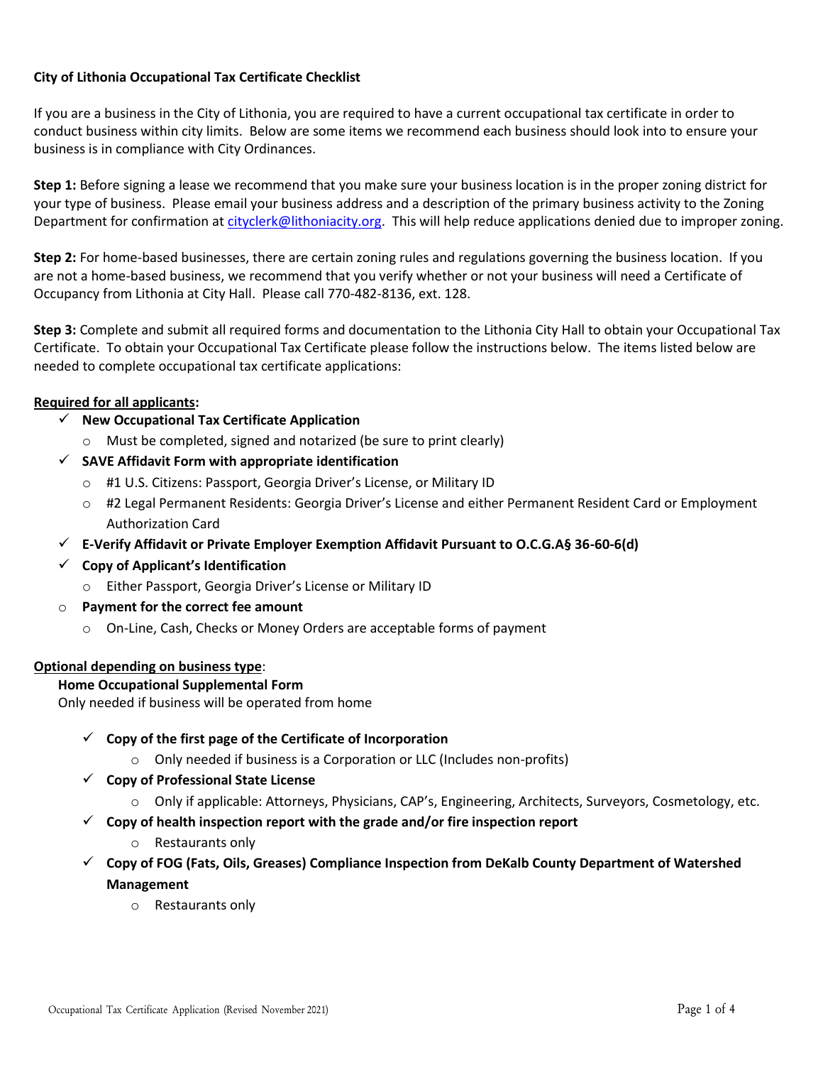**City of Lithonia Occupational Tax Certificate Checklist**

If you are a business in the City of Lithonia, you are required to have a current occupational tax certificate in order to conduct business within city limits. Below are some items we recommend each business should look into to ensure your business is in compliance with City Ordinances.

**Step 1:** Before signing a lease we recommend that you make sure your business location is in the proper zoning district for your type of business. Please email your business address and a description of the primary business activity to the Zoning Department for confirmation at cityclerk@lithoniacity.org. This will help reduce applications denied due to improper zoning.

**Step 2:** For home-based businesses, there are certain zoning rules and regulations governing the business location. If you are not a home-based business, we recommend that you verify whether or not your business will need a Certificate of Occupancy from Lithonia at City Hall. Please call 770-482-8136, ext. 128.

**Step 3:** Complete and submit all required forms and documentation to the Lithonia City Hall to obtain your Occupational Tax Certificate. To obtain your Occupational Tax Certificate please follow the instructions below. The items listed below are needed to complete occupational tax certificate applications:

**Required for all applicants:**

- ✓ **New Occupational Tax Certificate Application**
  - Must be completed, signed and notarized (be sure to print clearly)
- ✓ **SAVE Affidavit Form with appropriate identification**
  - #1 U.S. Citizens: Passport, Georgia Driver's License, or Military ID
  - #2 Legal Permanent Residents: Georgia Driver's License and either Permanent Resident Card or Employment Authorization Card
- ✓ **E-Verify Affidavit or Private Employer Exemption Affidavit Pursuant to O.C.G.A§ 36-60-6(d)**
- ✓ **Copy of Applicant's Identification**
  - Either Passport, Georgia Driver's License or Military ID
- **Payment for the correct fee amount**
  - On-Line, Cash, Checks or Money Orders are acceptable forms of payment

**Optional depending on business type:**

**Home Occupational Supplemental Form**
Only needed if business will be operated from home

- ✓ **Copy of the first page of the Certificate of Incorporation**
  - Only needed if business is a Corporation or LLC (Includes non-profits)
- ✓ **Copy of Professional State License**
  - Only if applicable: Attorneys, Physicians, CAP's, Engineering, Architects, Surveyors, Cosmetology, etc.
- ✓ **Copy of health inspection report with the grade and/or fire inspection report**
  - Restaurants only
- ✓ **Copy of FOG (Fats, Oils, Greases) Compliance Inspection from DeKalb County Department of Watershed Management**
  - Restaurants only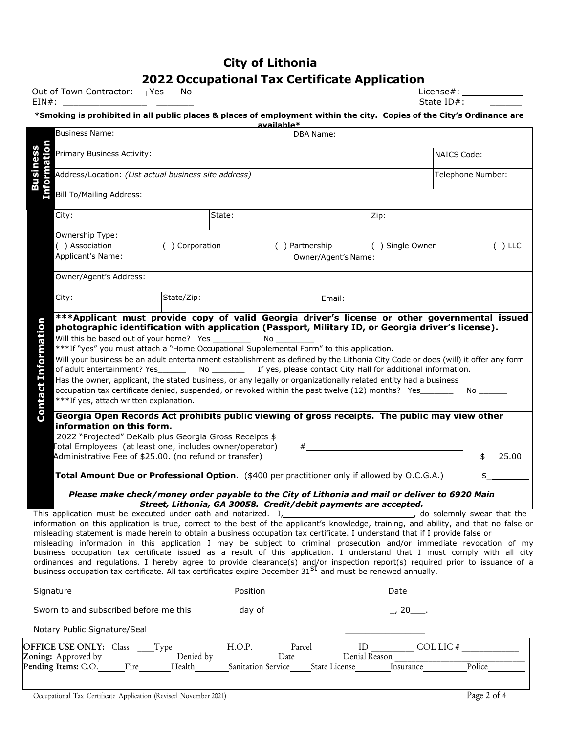# City of Lithonia

## 2022 Occupational Tax Certificate Application

Out of Town Contractor: ☐ Yes ☐ No License#: ___________

EIN#: _______________________ State ID#: ___________

**\*Smoking is prohibited in all public places & places of employment within the city. Copies of the City's Ordinance are available\***

**Business Information**

| Business Name: | | | DBA Name: | |
|---|---|---|---|---|
| Primary Business Activity: | | | | NAICS Code: |
| Address/Location: *(List actual business site address)* | | | | Telephone Number: |
| Bill To/Mailing Address: | | | | |

**Contact Information**

| City: | State: | | Zip: | |
|---|---|---|---|---|
| Ownership Type: ( ) Association ( ) Corporation ( ) Partnership ( ) Single Owner ( ) LLC | | | | |
| Applicant's Name: | | | Owner/Agent's Name: | |
| Owner/Agent's Address: | | | | |
| City: | State/Zip: | | Email: | |

**\*\*\*Applicant must provide copy of valid Georgia driver's license or other governmental issued photographic identification with application (Passport, Military ID, or Georgia driver's license).**

Will this be based out of your home? Yes ________ No ________

\*\*\*If "yes" you must attach a "Home Occupational Supplemental Form" to this application.

Will your business be an adult entertainment establishment as defined by the Lithonia City Code or does (will) it offer any form of adult entertainment? Yes______ No _______ If yes, please contact City Hall for additional information.

Has the owner, applicant, the stated business, or any legally or organizationally related entity had a business occupation tax certificate denied, suspended, or revoked within the past twelve (12) months? Yes_______ No ______

\*\*\*If yes, attach written explanation.

**Georgia Open Records Act prohibits public viewing of gross receipts. The public may view other information on this form.**

2022 "Projected" DeKalb plus Georgia Gross Receipts $________________________________

Total Employees (at least one, includes owner/operator) #____________________________

Administrative Fee of $25.00. (no refund or transfer) $ 25.00

**Total Amount Due or Professional Option**. ($400 per practitioner only if allowed by O.C.G.A.) $________

***Please make check/money order payable to the City of Lithonia and mail or deliver to 6920 Main Street, Lithonia, GA 30058. Credit/debit payments are accepted.***

This application must be executed under oath and notarized. I,__________________________, do solemnly swear that the information on this application is true, correct to the best of the applicant's knowledge, training, and ability, and that no false or misleading statement is made herein to obtain a business occupation tax certificate. I understand that if I provide false or misleading information in this application I may be subject to criminal prosecution and/or immediate revocation of my business occupation tax certificate issued as a result of this application. I understand that I must comply with all city ordinances and regulations. I hereby agree to provide clearance(s) and/or inspection report(s) required prior to issuance of a business occupation tax certificate. All tax certificates expire December 31st and must be renewed annually.

Signature_______________________________ Position________________________ Date __________________

Sworn to and subscribed before me this_________day of_________________________, 20___.

Notary Public Signature/Seal ________________________________________________________

**OFFICE USE ONLY:** Class____Type__________H.O.P.________Parcel ________ID ________ COL LIC # ____________

**Zoning:** Approved by____________Denied by__________Date__________Denial Reason______________________

**Pending Items:** C.O.______Fire_______Health_______Sanitation Service_____State License______Insurance_________Police________

Occupational Tax Certificate Application (Revised November 2021)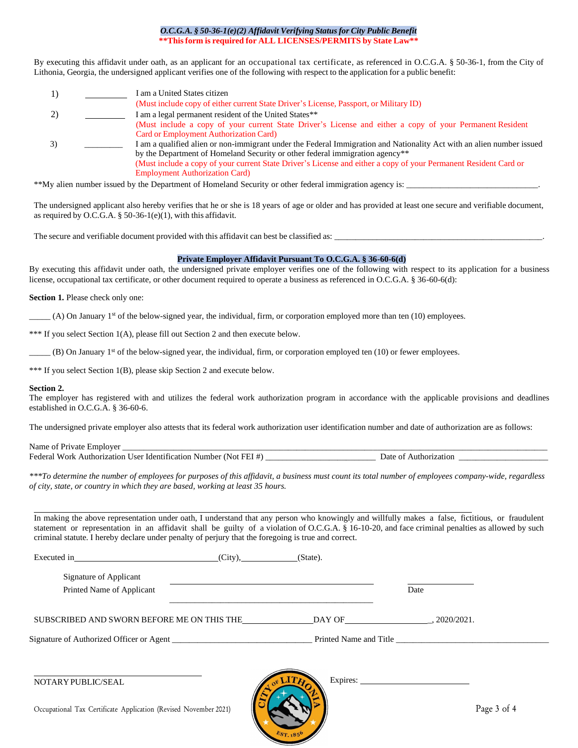***O.C.G.A. § 50-36-1(e)(2) Affidavit Verifying Status for City Public Benefit***

****This form is required for ALL LICENSES/PERMITS by State Law****

By executing this affidavit under oath, as an applicant for an occupational tax certificate, as referenced in O.C.G.A. § 50-36-1, from the City of Lithonia, Georgia, the undersigned applicant verifies one of the following with respect to the application for a public benefit:

1) _________ I am a United States citizen
(Must include copy of either current State Driver's License, Passport, or Military ID)

2) _________ I am a legal permanent resident of the United States**
(Must include a copy of your current State Driver's License and either a copy of your Permanent Resident Card or Employment Authorization Card)

3) _________ I am a qualified alien or non-immigrant under the Federal Immigration and Nationality Act with an alien number issued by the Department of Homeland Security or other federal immigration agency**
(Must include a copy of your current State Driver's License and either a copy of your Permanent Resident Card or Employment Authorization Card)

**My alien number issued by the Department of Homeland Security or other federal immigration agency is: ______________________________.

The undersigned applicant also hereby verifies that he or she is 18 years of age or older and has provided at least one secure and verifiable document, as required by O.C.G.A. § 50-36-1(e)(1), with this affidavit.

The secure and verifiable document provided with this affidavit can best be classified as: __________________________________________________.

**Private Employer Affidavit Pursuant To O.C.G.A. § 36-60-6(d)**

By executing this affidavit under oath, the undersigned private employer verifies one of the following with respect to its application for a business license, occupational tax certificate, or other document required to operate a business as referenced in O.C.G.A. § 36-60-6(d):

**Section 1.** Please check only one:

_____ (A) On January 1st of the below-signed year, the individual, firm, or corporation employed more than ten (10) employees.

*** If you select Section 1(A), please fill out Section 2 and then execute below.

_____ (B) On January 1st of the below-signed year, the individual, firm, or corporation employed ten (10) or fewer employees.

*** If you select Section 1(B), please skip Section 2 and execute below.

**Section 2.**

The employer has registered with and utilizes the federal work authorization program in accordance with the applicable provisions and deadlines established in O.C.G.A. § 36-60-6.

The undersigned private employer also attests that its federal work authorization user identification number and date of authorization are as follows:

Name of Private Employer ______________________________________________________________________

Federal Work Authorization User Identification Number (Not FEI #) _________________________ Date of Authorization ____________________

****To determine the number of employees for purposes of this affidavit, a business must count its total number of employees company-wide, regardless of city, state, or country in which they are based, working at least 35 hours.*

In making the above representation under oath, I understand that any person who knowingly and willfully makes a false, fictitious, or fraudulent statement or representation in an affidavit shall be guilty of a violation of O.C.G.A. § 16-10-20, and face criminal penalties as allowed by such criminal statute. I hereby declare under penalty of perjury that the foregoing is true and correct.

Executed in________________________________(City),_____________(State).

Signature of Applicant ____________________________________________ _______________

Printed Name of Applicant ____________________________________________ Date

SUBSCRIBED AND SWORN BEFORE ME ON THIS THE_______________DAY OF___________________, 2020/2021.

Signature of Authorized Officer or Agent ________________________________ Printed Name and Title ____________________________________

_________________________________

NOTARY PUBLIC/SEAL

Expires: _________________________

Occupational Tax Certificate Application (Revised November 2021)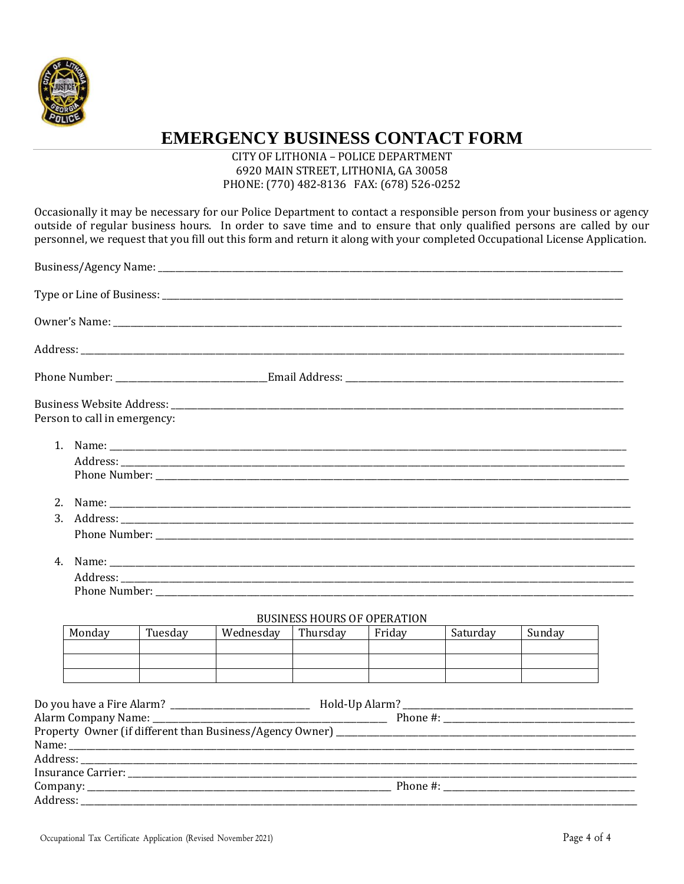# EMERGENCY BUSINESS CONTACT FORM

CITY OF LITHONIA – POLICE DEPARTMENT
6920 MAIN STREET, LITHONIA, GA 30058
PHONE: (770) 482-8136 FAX: (678) 526-0252

Occasionally it may be necessary for our Police Department to contact a responsible person from your business or agency outside of regular business hours. In order to save time and to ensure that only qualified persons are called by our personnel, we request that you fill out this form and return it along with your completed Occupational License Application.

Business/Agency Name: ______________________________

Type or Line of Business: ______________________________

Owner's Name: ______________________________

Address: ______________________________

Phone Number: ______________________ Email Address: ______________________

Business Website Address: ______________________________

Person to call in emergency:

1. Name: ______________________________
   Address: ______________________________
   Phone Number: ______________________________

2. Name: ______________________________
3. Address: ______________________________
   Phone Number: ______________________________

4. Name: ______________________________
   Address: ______________________________
   Phone Number: ______________________________

BUSINESS HOURS OF OPERATION

| Monday | Tuesday | Wednesday | Thursday | Friday | Saturday | Sunday |
|---|---|---|---|---|---|---|
| | | | | | | |
| | | | | | | |
| | | | | | | |

Do you have a Fire Alarm? ____________________ Hold-Up Alarm? ____________________
Alarm Company Name: ______________________ Phone #: ______________________
Property Owner (if different than Business/Agency Owner) ______________________
Name: ______________________________
Address: ______________________________
Insurance Carrier: ______________________________
Company: ______________________ Phone #: ______________________
Address: ______________________________